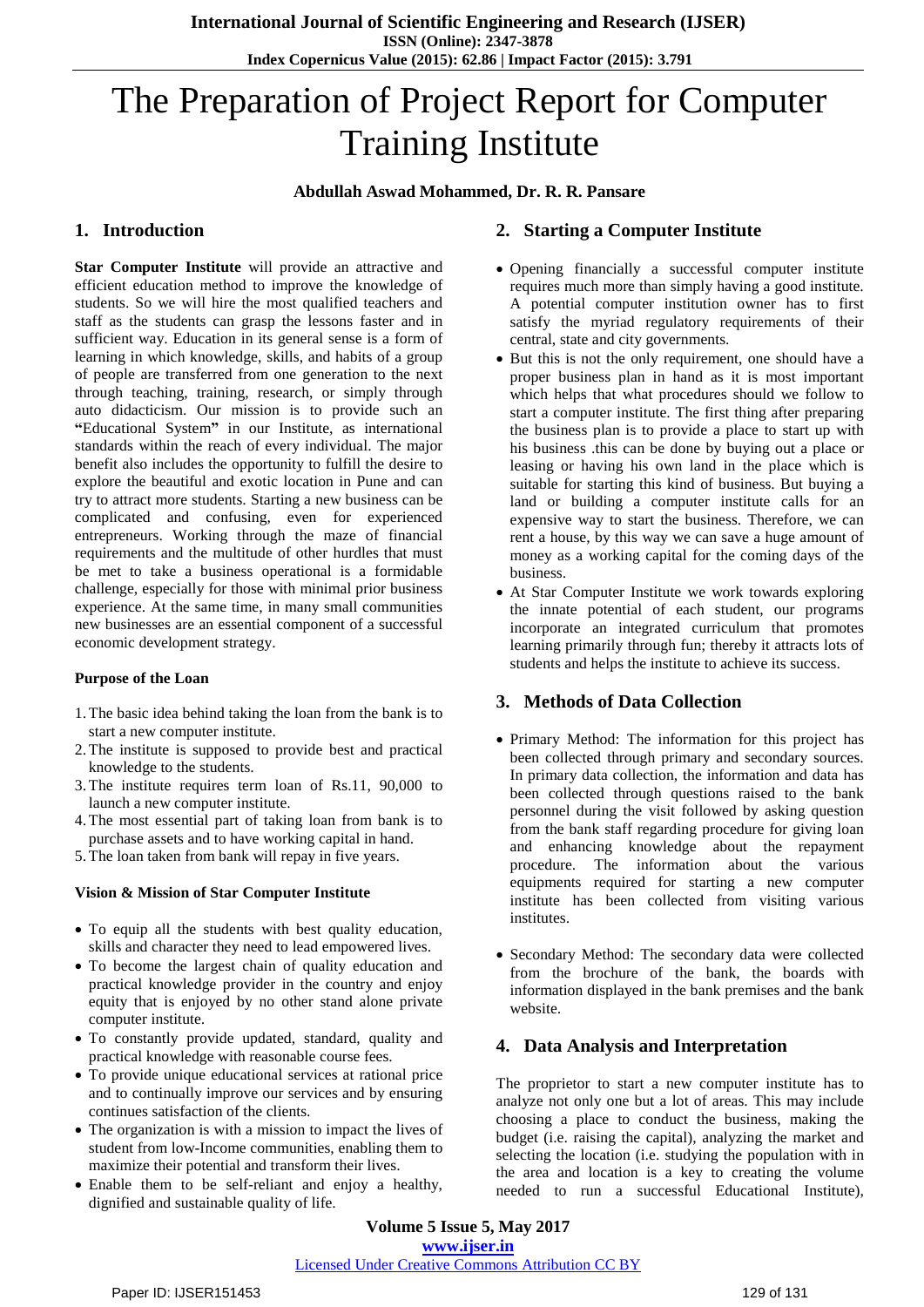# The Preparation of Project Report for Computer Training Institute

**Abdullah Aswad Mohammed, Dr. R. R. Pansare**

## 1. Introduction

**Star Computer Institute** will provide an attractive and efficient education method to improve the knowledge of students. So we will hire the most qualified teachers and staff as the students can grasp the lessons faster and in sufficient way. Education in its general sense is a form of learning in which knowledge, skills, and habits of a group of people are transferred from one generation to the next through teaching, training, research, or simply through auto didacticism. Our mission is to provide such an **"Educational System"** in our Institute, as international standards within the reach of every individual. The major benefit also includes the opportunity to fulfill the desire to explore the beautiful and exotic location in Pune and can try to attract more students. Starting a new business can be complicated and confusing, even for experienced entrepreneurs. Working through the maze of financial requirements and the multitude of other hurdles that must be met to take a business operational is a formidable challenge, especially for those with minimal prior business experience. At the same time, in many small communities new businesses are an essential component of a successful economic development strategy.

### Purpose of the Loan

1. The basic idea behind taking the loan from the bank is to start a new computer institute.
2. The institute is supposed to provide best and practical knowledge to the students.
3. The institute requires term loan of Rs.11, 90,000 to launch a new computer institute.
4. The most essential part of taking loan from bank is to purchase assets and to have working capital in hand.
5. The loan taken from bank will repay in five years.

### Vision & Mission of Star Computer Institute

- To equip all the students with best quality education, skills and character they need to lead empowered lives.
- To become the largest chain of quality education and practical knowledge provider in the country and enjoy equity that is enjoyed by no other stand alone private computer institute.
- To constantly provide updated, standard, quality and practical knowledge with reasonable course fees.
- To provide unique educational services at rational price and to continually improve our services and by ensuring continues satisfaction of the clients.
- The organization is with a mission to impact the lives of student from low-Income communities, enabling them to maximize their potential and transform their lives.
- Enable them to be self-reliant and enjoy a healthy, dignified and sustainable quality of life.

## 2. Starting a Computer Institute

- Opening financially a successful computer institute requires much more than simply having a good institute. A potential computer institution owner has to first satisfy the myriad regulatory requirements of their central, state and city governments.
- But this is not the only requirement, one should have a proper business plan in hand as it is most important which helps that what procedures should we follow to start a computer institute. The first thing after preparing the business plan is to provide a place to start up with his business .this can be done by buying out a place or leasing or having his own land in the place which is suitable for starting this kind of business. But buying a land or building a computer institute calls for an expensive way to start the business. Therefore, we can rent a house, by this way we can save a huge amount of money as a working capital for the coming days of the business.
- At Star Computer Institute we work towards exploring the innate potential of each student, our programs incorporate an integrated curriculum that promotes learning primarily through fun; thereby it attracts lots of students and helps the institute to achieve its success.

## 3. Methods of Data Collection

- Primary Method: The information for this project has been collected through primary and secondary sources. In primary data collection, the information and data has been collected through questions raised to the bank personnel during the visit followed by asking question from the bank staff regarding procedure for giving loan and enhancing knowledge about the repayment procedure. The information about the various equipments required for starting a new computer institute has been collected from visiting various institutes.

- Secondary Method: The secondary data were collected from the brochure of the bank, the boards with information displayed in the bank premises and the bank website.

## 4. Data Analysis and Interpretation

The proprietor to start a new computer institute has to analyze not only one but a lot of areas. This may include choosing a place to conduct the business, making the budget (i.e. raising the capital), analyzing the market and selecting the location (i.e. studying the population with in the area and location is a key to creating the volume needed to run a successful Educational Institute),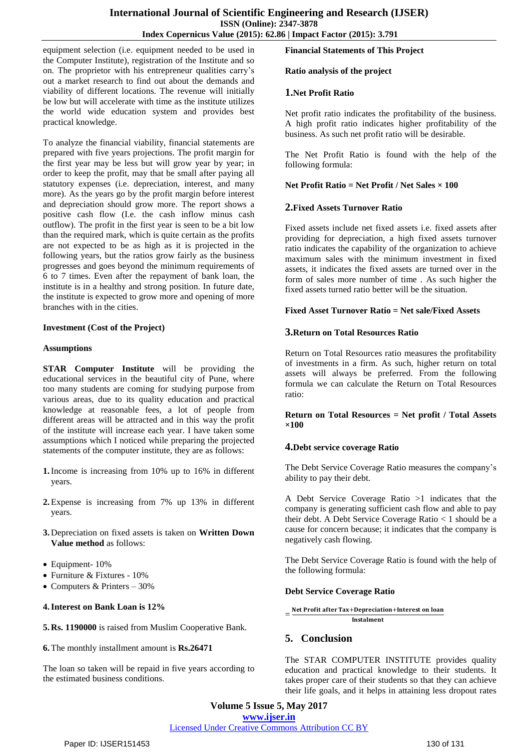equipment selection (i.e. equipment needed to be used in the Computer Institute), registration of the Institute and so on. The proprietor with his entrepreneur qualities carry's out a market research to find out about the demands and viability of different locations. The revenue will initially be low but will accelerate with time as the institute utilizes the world wide education system and provides best practical knowledge.

To analyze the financial viability, financial statements are prepared with five years projections. The profit margin for the first year may be less but will grow year by year; in order to keep the profit, may that be small after paying all statutory expenses (i.e. depreciation, interest, and many more). As the years go by the profit margin before interest and depreciation should grow more. The report shows a positive cash flow (I.e. the cash inflow minus cash outflow). The profit in the first year is seen to be a bit low than the required mark, which is quite certain as the profits are not expected to be as high as it is projected in the following years, but the ratios grow fairly as the business progresses and goes beyond the minimum requirements of 6 to 7 times. Even after the repayment of bank loan, the institute is in a healthy and strong position. In future date, the institute is expected to grow more and opening of more branches with in the cities.

**Investment (Cost of the Project)**

**Assumptions**

**STAR Computer Institute** will be providing the educational services in the beautiful city of Pune, where too many students are coming for studying purpose from various areas, due to its quality education and practical knowledge at reasonable fees, a lot of people from different areas will be attracted and in this way the profit of the institute will increase each year. I have taken some assumptions which I noticed while preparing the projected statements of the computer institute, they are as follows:

1. Income is increasing from 10% up to 16% in different years.
2. Expense is increasing from 7% up 13% in different years.
3. Depreciation on fixed assets is taken on **Written Down Value method** as follows:

- Equipment- 10%
- Furniture & Fixtures - 10%
- Computers & Printers – 30%

4. **Interest on Bank Loan is 12%**
5. **Rs. 1190000** is raised from Muslim Cooperative Bank.
6. The monthly installment amount is **Rs.26471**

The loan so taken will be repaid in five years according to the estimated business conditions.

**Financial Statements of This Project**

**Ratio analysis of the project**

**1.Net Profit Ratio**

Net profit ratio indicates the profitability of the business. A high profit ratio indicates higher profitability of the business. As such net profit ratio will be desirable.

The Net Profit Ratio is found with the help of the following formula:

**Net Profit Ratio = Net Profit / Net Sales × 100**

**2.Fixed Assets Turnover Ratio**

Fixed assets include net fixed assets i.e. fixed assets after providing for depreciation, a high fixed assets turnover ratio indicates the capability of the organization to achieve maximum sales with the minimum investment in fixed assets, it indicates the fixed assets are turned over in the form of sales more number of time . As such higher the fixed assets turned ratio better will be the situation.

**Fixed Asset Turnover Ratio = Net sale/Fixed Assets**

**3.Return on Total Resources Ratio**

Return on Total Resources ratio measures the profitability of investments in a firm. As such, higher return on total assets will always be preferred. From the following formula we can calculate the Return on Total Resources ratio:

**Return on Total Resources = Net profit / Total Assets ×100**

**4.Debt service coverage Ratio**

The Debt Service Coverage Ratio measures the company's ability to pay their debt.

A Debt Service Coverage Ratio >1 indicates that the company is generating sufficient cash flow and able to pay their debt. A Debt Service Coverage Ratio < 1 should be a cause for concern because; it indicates that the company is negatively cash flowing.

The Debt Service Coverage Ratio is found with the help of the following formula:

**Debt Service Coverage Ratio**

$$= \frac{\textbf{Net Profit after Tax+Depreciation+Interest on loan}}{\textbf{Instalment}}$$

## 5. Conclusion

The STAR COMPUTER INSTITUTE provides quality education and practical knowledge to their students. It takes proper care of their students so that they can achieve their life goals, and it helps in attaining less dropout rates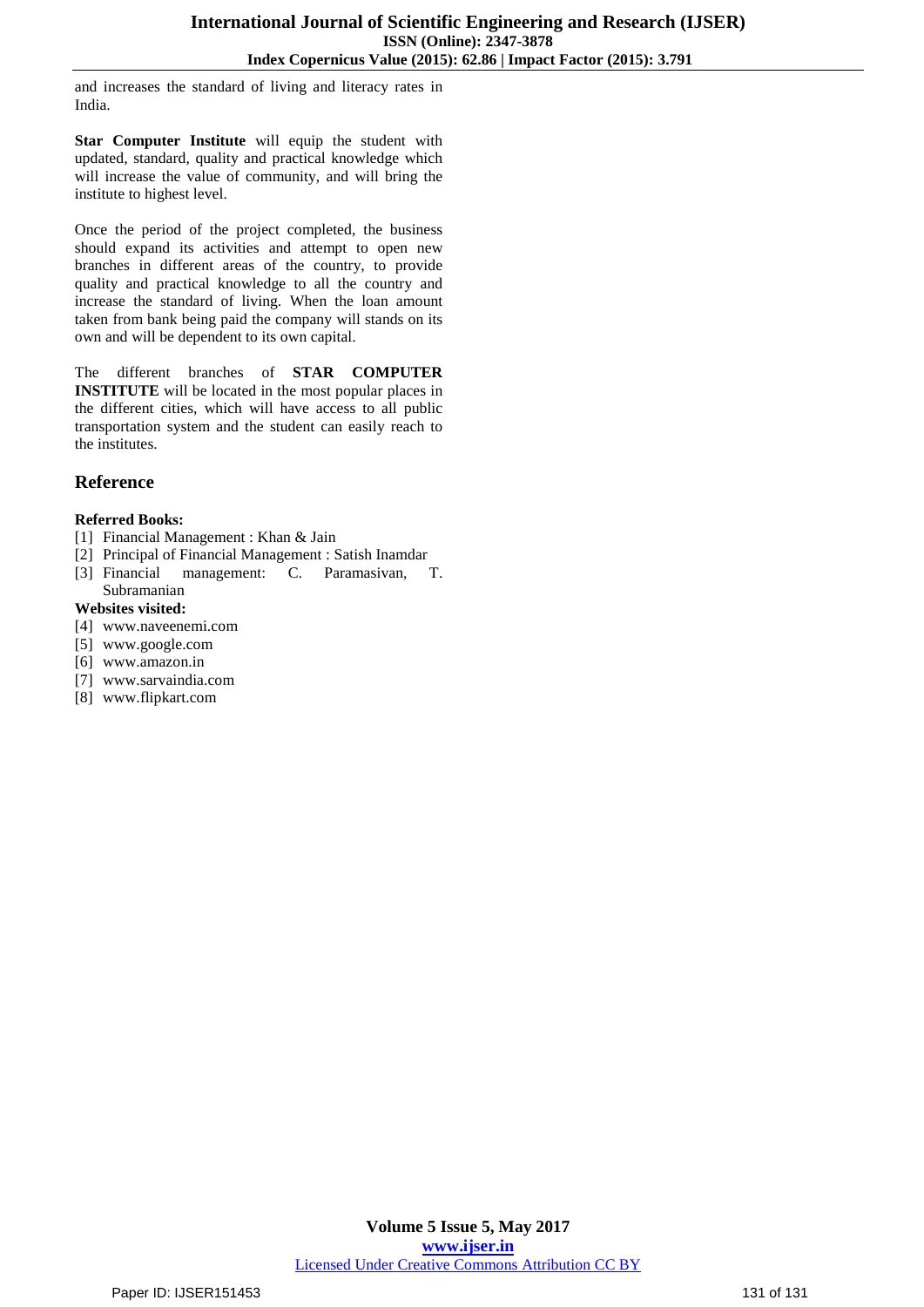and increases the standard of living and literacy rates in India.

**Star Computer Institute** will equip the student with updated, standard, quality and practical knowledge which will increase the value of community, and will bring the institute to highest level.

Once the period of the project completed, the business should expand its activities and attempt to open new branches in different areas of the country, to provide quality and practical knowledge to all the country and increase the standard of living. When the loan amount taken from bank being paid the company will stands on its own and will be dependent to its own capital.

The different branches of **STAR COMPUTER INSTITUTE** will be located in the most popular places in the different cities, which will have access to all public transportation system and the student can easily reach to the institutes.

## Reference

**Referred Books:**

[1] Financial Management : Khan & Jain
[2] Principal of Financial Management : Satish Inamdar
[3] Financial management: C. Paramasivan, T. Subramanian

**Websites visited:**

[4] www.naveenemi.com
[5] www.google.com
[6] www.amazon.in
[7] www.sarvaindia.com
[8] www.flipkart.com